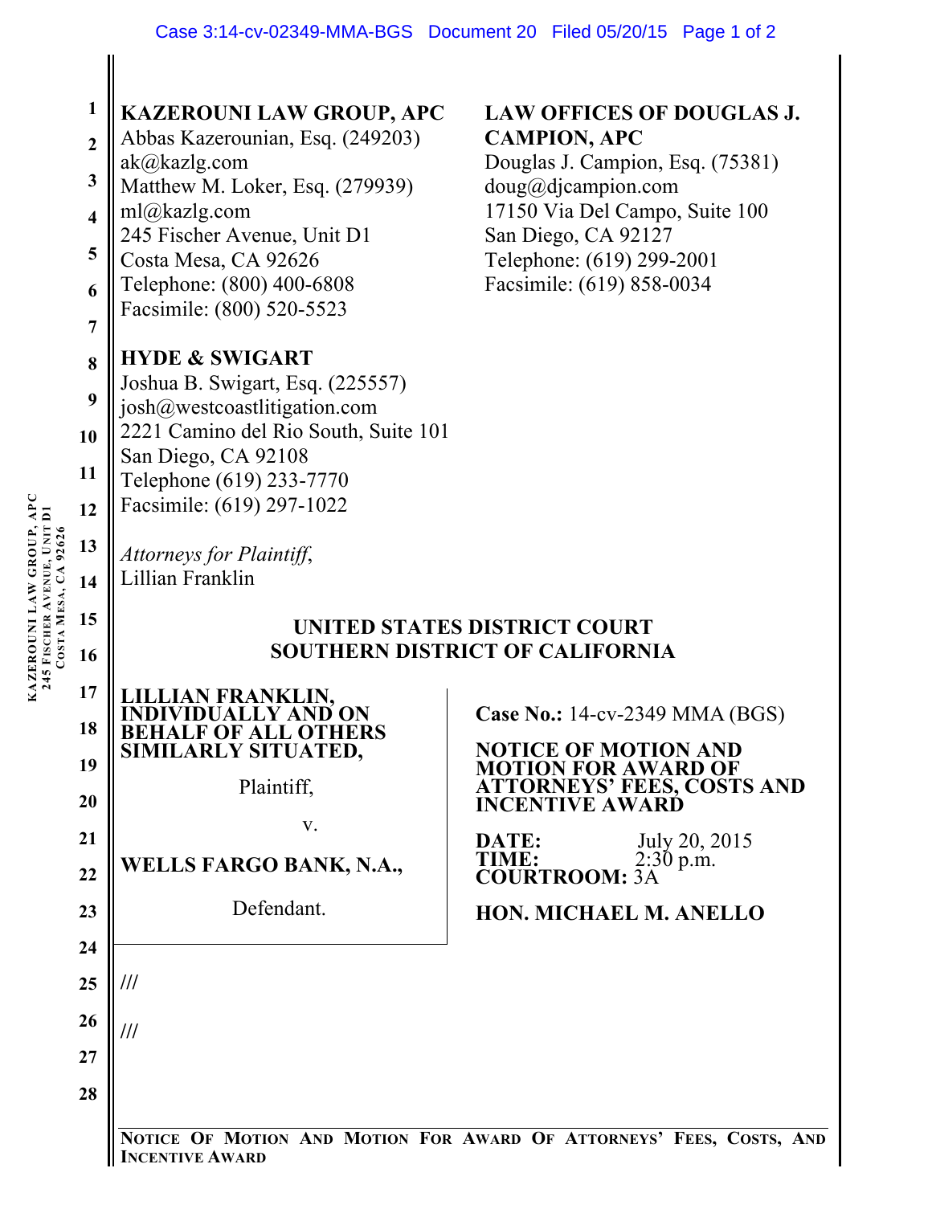**KAZEROUNI LAW GROUP, APC**
Abbas Kazerounian, Esq. (249203)
ak@kazlg.com
Matthew M. Loker, Esq. (279939)
ml@kazlg.com
245 Fischer Avenue, Unit D1
Costa Mesa, CA 92626
Telephone: (800) 400-6808
Facsimile: (800) 520-5523

**LAW OFFICES OF DOUGLAS J. CAMPION, APC**
Douglas J. Campion, Esq. (75381)
doug@djcampion.com
17150 Via Del Campo, Suite 100
San Diego, CA 92127
Telephone: (619) 299-2001
Facsimile: (619) 858-0034

**HYDE & SWIGART**
Joshua B. Swigart, Esq. (225557)
josh@westcoastlitigation.com
2221 Camino del Rio South, Suite 101
San Diego, CA 92108
Telephone (619) 233-7770
Facsimile: (619) 297-1022

*Attorneys for Plaintiff*,
Lillian Franklin

**UNITED STATES DISTRICT COURT**
**SOUTHERN DISTRICT OF CALIFORNIA**

**LILLIAN FRANKLIN, INDIVIDUALLY AND ON BEHALF OF ALL OTHERS SIMILARLY SITUATED,**

Plaintiff,

v.

**WELLS FARGO BANK, N.A.,**

Defendant.

**Case No.:** 14-cv-2349 MMA (BGS)

**NOTICE OF MOTION AND MOTION FOR AWARD OF ATTORNEYS' FEES, COSTS AND INCENTIVE AWARD**

**DATE:** July 20, 2015
**TIME:** 2:30 p.m.
**COURTROOM:** 3A

**HON. MICHAEL M. ANELLO**

///

///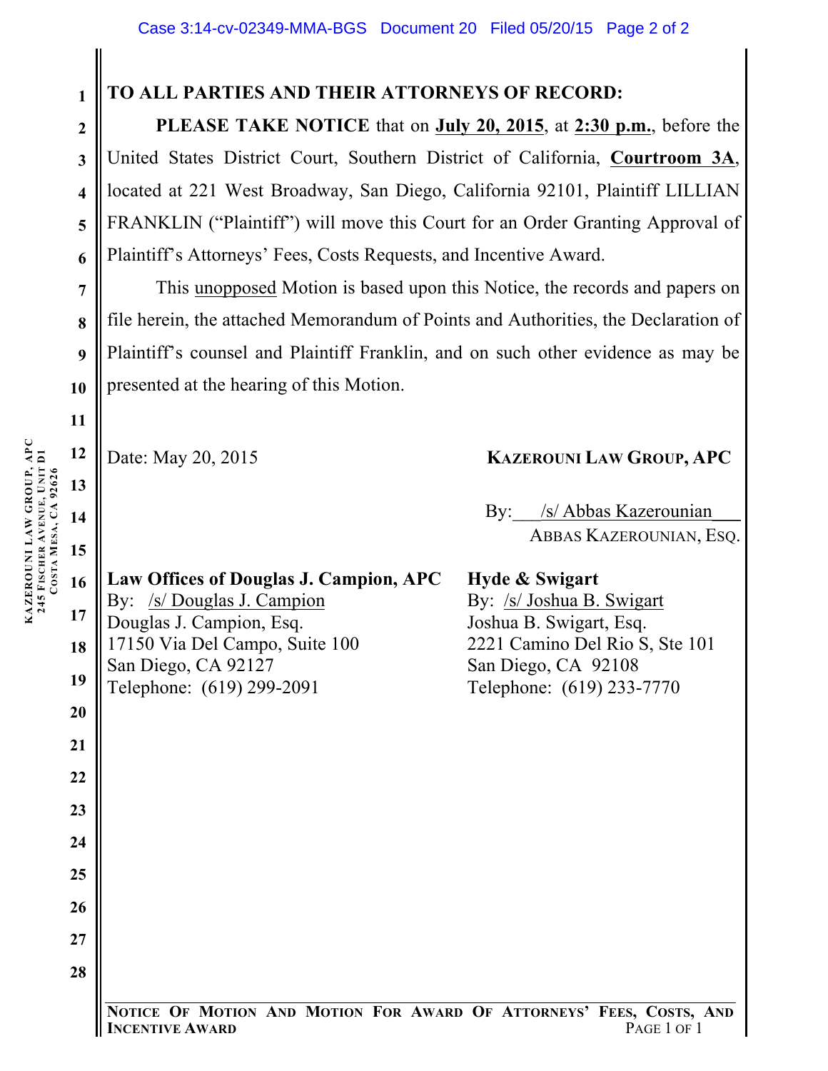**TO ALL PARTIES AND THEIR ATTORNEYS OF RECORD:**

**PLEASE TAKE NOTICE** that on **July 20, 2015**, at **2:30 p.m.**, before the United States District Court, Southern District of California, **Courtroom 3A**, located at 221 West Broadway, San Diego, California 92101, Plaintiff LILLIAN FRANKLIN ("Plaintiff") will move this Court for an Order Granting Approval of Plaintiff's Attorneys' Fees, Costs Requests, and Incentive Award.

This unopposed Motion is based upon this Notice, the records and papers on file herein, the attached Memorandum of Points and Authorities, the Declaration of Plaintiff's counsel and Plaintiff Franklin, and on such other evidence as may be presented at the hearing of this Motion.

Date: May 20, 2015

**KAZEROUNI LAW GROUP, APC**

By: /s/ Abbas Kazerounian
ABBAS KAZEROUNIAN, ESQ.

**Law Offices of Douglas J. Campion, APC**
By: /s/ Douglas J. Campion
Douglas J. Campion, Esq.
17150 Via Del Campo, Suite 100
San Diego, CA 92127
Telephone: (619) 299-2091

**Hyde & Swigart**
By: /s/ Joshua B. Swigart
Joshua B. Swigart, Esq.
2221 Camino Del Rio S, Ste 101
San Diego, CA 92108
Telephone: (619) 233-7770